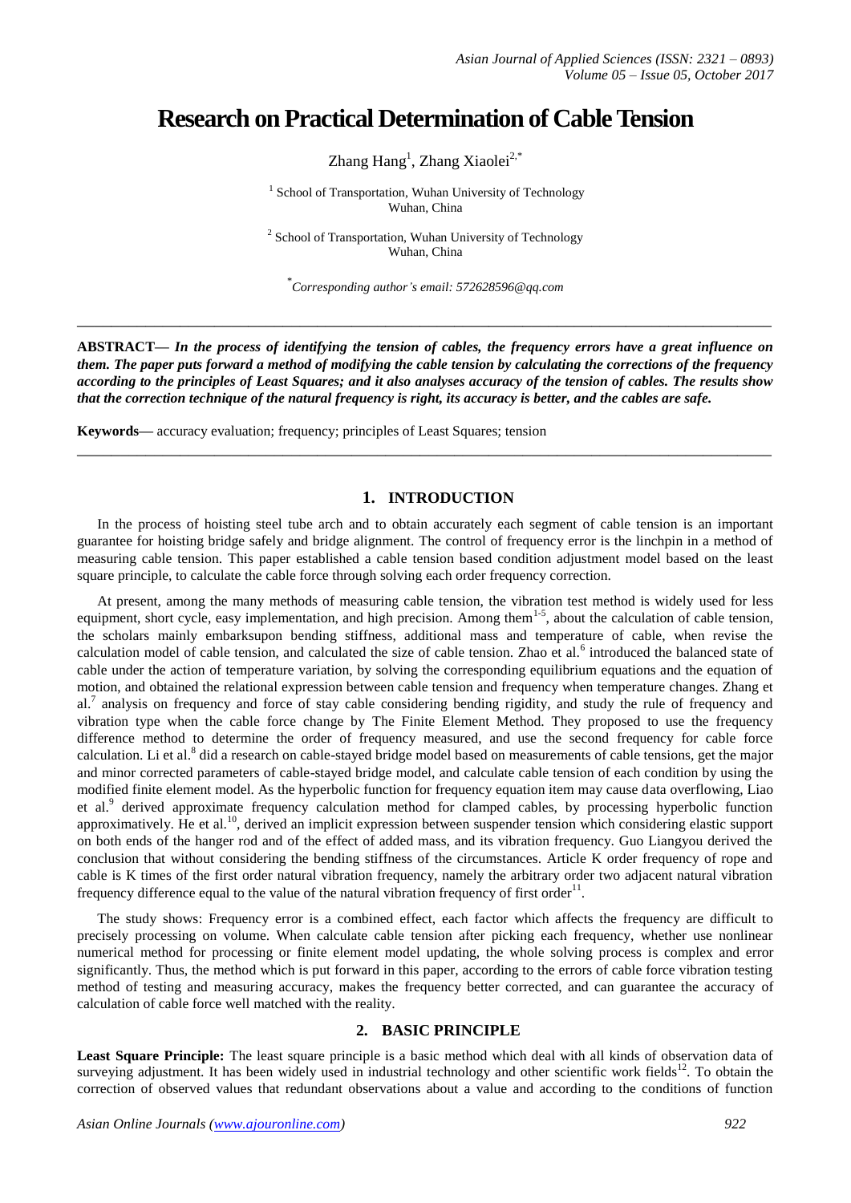# Research on Practical Determination of Cable Tension

Zhang Hang[1], Zhang Xiaolei[2,*]

[1] School of Transportation, Wuhan University of Technology
Wuhan, China

[2] School of Transportation, Wuhan University of Technology
Wuhan, China

[*] *Corresponding author's email: 572628596@qq.com*

---

**ABSTRACT—** ***In the process of identifying the tension of cables, the frequency errors have a great influence on them. The paper puts forward a method of modifying the cable tension by calculating the corrections of the frequency according to the principles of Least Squares; and it also analyses accuracy of the tension of cables. The results show that the correction technique of the natural frequency is right, its accuracy is better, and the cables are safe.***

**Keywords—** accuracy evaluation; frequency; principles of Least Squares; tension

---

## 1. INTRODUCTION

In the process of hoisting steel tube arch and to obtain accurately each segment of cable tension is an important guarantee for hoisting bridge safely and bridge alignment. The control of frequency error is the linchpin in a method of measuring cable tension. This paper established a cable tension based condition adjustment model based on the least square principle, to calculate the cable force through solving each order frequency correction.

At present, among the many methods of measuring cable tension, the vibration test method is widely used for less equipment, short cycle, easy implementation, and high precision. Among them[1-5], about the calculation of cable tension, the scholars mainly embarksupon bending stiffness, additional mass and temperature of cable, when revise the calculation model of cable tension, and calculated the size of cable tension. Zhao et al.[6] introduced the balanced state of cable under the action of temperature variation, by solving the corresponding equilibrium equations and the equation of motion, and obtained the relational expression between cable tension and frequency when temperature changes. Zhang et al.[7] analysis on frequency and force of stay cable considering bending rigidity, and study the rule of frequency and vibration type when the cable force change by The Finite Element Method. They proposed to use the frequency difference method to determine the order of frequency measured, and use the second frequency for cable force calculation. Li et al.[8] did a research on cable-stayed bridge model based on measurements of cable tensions, get the major and minor corrected parameters of cable-stayed bridge model, and calculate cable tension of each condition by using the modified finite element model. As the hyperbolic function for frequency equation item may cause data overflowing, Liao et al.[9] derived approximate frequency calculation method for clamped cables, by processing hyperbolic function approximatively. He et al.[10], derived an implicit expression between suspender tension which considering elastic support on both ends of the hanger rod and of the effect of added mass, and its vibration frequency. Guo Liangyou derived the conclusion that without considering the bending stiffness of the circumstances. Article K order frequency of rope and cable is K times of the first order natural vibration frequency, namely the arbitrary order two adjacent natural vibration frequency difference equal to the value of the natural vibration frequency of first order[11].

The study shows: Frequency error is a combined effect, each factor which affects the frequency are difficult to precisely processing on volume. When calculate cable tension after picking each frequency, whether use nonlinear numerical method for processing or finite element model updating, the whole solving process is complex and error significantly. Thus, the method which is put forward in this paper, according to the errors of cable force vibration testing method of testing and measuring accuracy, makes the frequency better corrected, and can guarantee the accuracy of calculation of cable force well matched with the reality.

## 2. BASIC PRINCIPLE

**Least Square Principle:** The least square principle is a basic method which deal with all kinds of observation data of surveying adjustment. It has been widely used in industrial technology and other scientific work fields[12]. To obtain the correction of observed values that redundant observations about a value and according to the conditions of function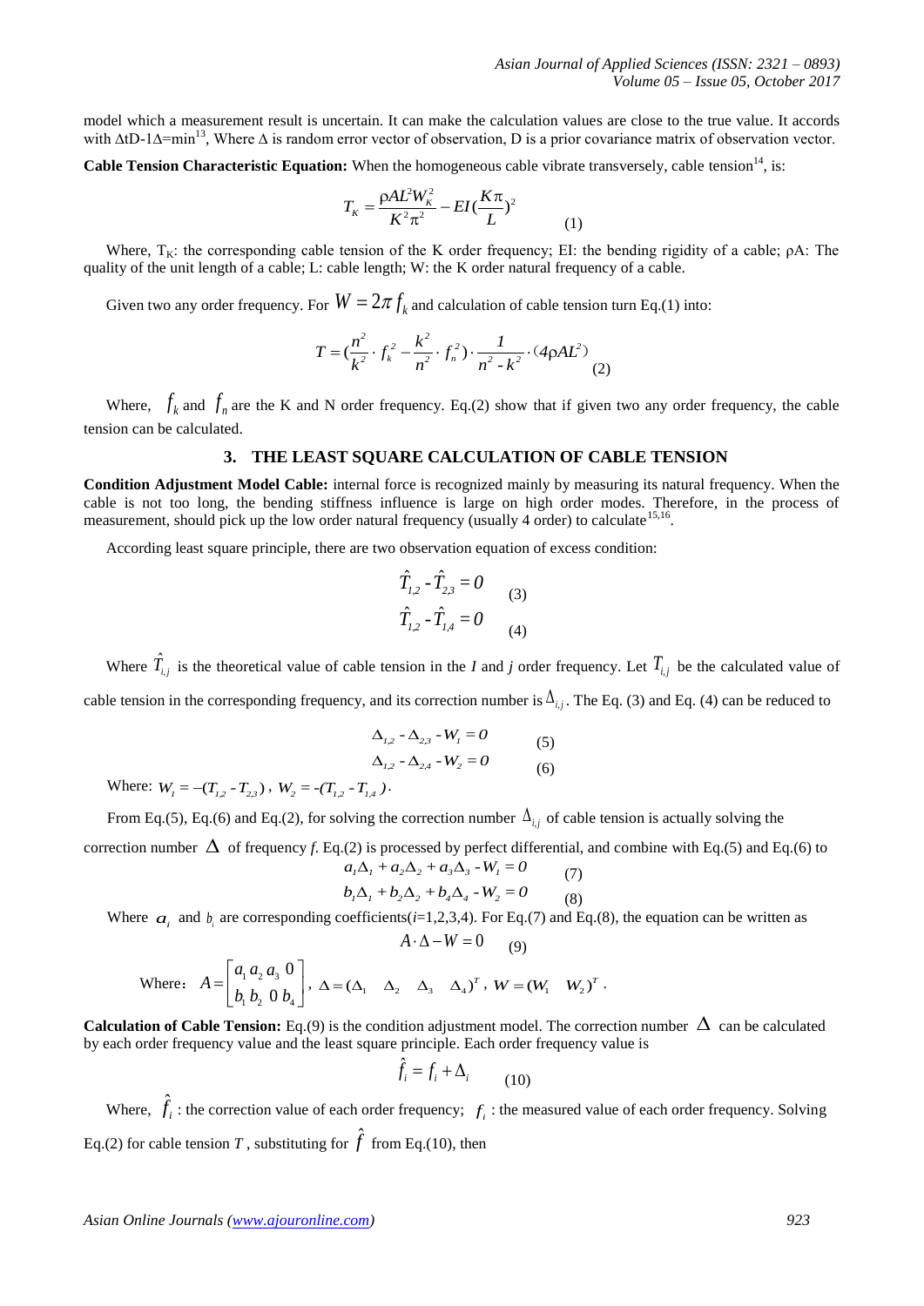model which a measurement result is uncertain. It can make the calculation values are close to the true value. It accords with ΔtD-1Δ=min[13], Where Δ is random error vector of observation, D is a prior covariance matrix of observation vector.

**Cable Tension Characteristic Equation:** When the homogeneous cable vibrate transversely, cable tension[14], is:

$$T_K = \frac{\rho A L^2 W_K^2}{K^2 \pi^2} - EI(\frac{K\pi}{L})^2 \quad (1)$$

Where, $T_K$: the corresponding cable tension of the K order frequency; EI: the bending rigidity of a cable; ρA: The quality of the unit length of a cable; L: cable length; W: the K order natural frequency of a cable.

Given two any order frequency. For $W = 2\pi f_k$ and calculation of cable tension turn Eq.(1) into:

$$T = (\frac{n^2}{k^2} \cdot f_k^2 - \frac{k^2}{n^2} \cdot f_n^2) \cdot \frac{1}{n^2 - k^2} \cdot (4\rho A L^2) \quad (2)$$

Where, $f_k$ and $f_n$ are the K and N order frequency. Eq.(2) show that if given two any order frequency, the cable tension can be calculated.

## 3. THE LEAST SQUARE CALCULATION OF CABLE TENSION

**Condition Adjustment Model Cable:** internal force is recognized mainly by measuring its natural frequency. When the cable is not too long, the bending stiffness influence is large on high order modes. Therefore, in the process of measurement, should pick up the low order natural frequency (usually 4 order) to calculate[15,16].

According least square principle, there are two observation equation of excess condition:

$$\hat{T}_{1,2} - \hat{T}_{2,3} = 0 \quad (3)$$

$$\hat{T}_{1,2} - \hat{T}_{1,4} = 0 \quad (4)$$

Where $\hat{T}_{i,j}$ is the theoretical value of cable tension in the *I* and *j* order frequency. Let $T_{i,j}$ be the calculated value of cable tension in the corresponding frequency, and its correction number is $\Delta_{i,j}$. The Eq. (3) and Eq. (4) can be reduced to

$$\Delta_{1,2} - \Delta_{2,3} - W_1 = 0 \quad (5)$$

$$\Delta_{1,2} - \Delta_{2,4} - W_2 = 0 \quad (6)$$

Where: $W_1 = -(T_{1,2} - T_{2,3})$, $W_2 = -(T_{1,2} - T_{1,4})$.

From Eq.(5), Eq.(6) and Eq.(2), for solving the correction number $\Delta_{i,j}$ of cable tension is actually solving the correction number $\Delta$ of frequency *f*. Eq.(2) is processed by perfect differential, and combine with Eq.(5) and Eq.(6) to

$$a_1\Delta_1 + a_2\Delta_2 + a_3\Delta_3 - W_1 = 0 \quad (7)$$

$$b_1\Delta_1 + b_2\Delta_2 + b_4\Delta_4 - W_2 = 0 \quad (8)$$

Where $a_i$ and $b_i$ are corresponding coefficients(*i*=1,2,3,4). For Eq.(7) and Eq.(8), the equation can be written as

$$A \cdot \Delta - W = 0 \quad (9)$$

Where: $A = \begin{bmatrix} a_1 \, a_2 \, a_3 \, 0 \\ b_1 \, b_2 \, 0 \, b_4 \end{bmatrix}$, $\Delta = (\Delta_1 \quad \Delta_2 \quad \Delta_3 \quad \Delta_4)^T$, $W = (W_1 \quad W_2)^T$.

**Calculation of Cable Tension:** Eq.(9) is the condition adjustment model. The correction number $\Delta$ can be calculated by each order frequency value and the least square principle. Each order frequency value is

$$\hat{f}_i = f_i + \Delta_i \quad (10)$$

Where, $\hat{f}_i$: the correction value of each order frequency; $f_i$: the measured value of each order frequency. Solving Eq.(2) for cable tension $T$, substituting for $\hat{f}$ from Eq.(10), then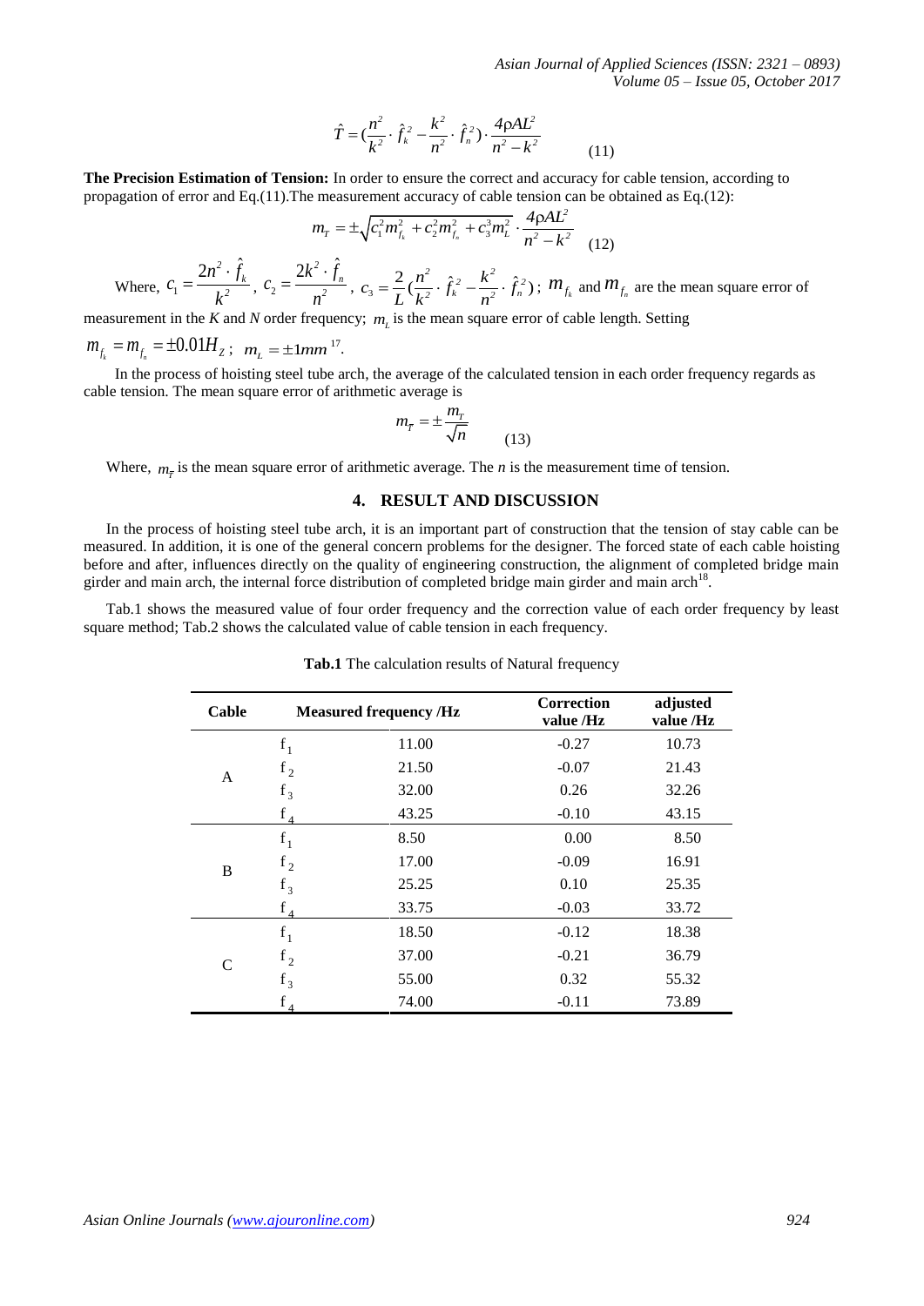$$\hat{T} = (\frac{n^2}{k^2} \cdot \hat{f}_k^2 - \frac{k^2}{n^2} \cdot \hat{f}_n^2) \cdot \frac{4\rho A L^2}{n^2 - k^2} \quad (11)$$

**The Precision Estimation of Tension:** In order to ensure the correct and accuracy for cable tension, according to propagation of error and Eq.(11).The measurement accuracy of cable tension can be obtained as Eq.(12):

$$m_T = \pm\sqrt{c_1^2 m_{f_k}^2 + c_2^2 m_{f_n}^2 + c_3^3 m_L^2} \cdot \frac{4\rho A L^2}{n^2 - k^2} \quad (12)$$

Where, $c_1 = \frac{2n^2 \cdot \hat{f}_k}{k^2}$, $c_2 = \frac{2k^2 \cdot \hat{f}_n}{n^2}$, $c_3 = \frac{2}{L}(\frac{n^2}{k^2} \cdot \hat{f}_k^2 - \frac{k^2}{n^2} \cdot \hat{f}_n^2)$; $m_{f_k}$ and $m_{f_n}$ are the mean square error of measurement in the *K* and *N* order frequency; $m_L$ is the mean square error of cable length. Setting $m_{f_k} = m_{f_n} = \pm 0.01 H_Z$; $m_L = \pm 1mm$ [17].

In the process of hoisting steel tube arch, the average of the calculated tension in each order frequency regards as cable tension. The mean square error of arithmetic average is

$$m_{\bar{T}} = \pm \frac{m_T}{\sqrt{n}} \quad (13)$$

Where, $m_{\bar{T}}$ is the mean square error of arithmetic average. The *n* is the measurement time of tension.

## 4. RESULT AND DISCUSSION

In the process of hoisting steel tube arch, it is an important part of construction that the tension of stay cable can be measured. In addition, it is one of the general concern problems for the designer. The forced state of each cable hoisting before and after, influences directly on the quality of engineering construction, the alignment of completed bridge main girder and main arch, the internal force distribution of completed bridge main girder and main arch[18].

Tab.1 shows the measured value of four order frequency and the correction value of each order frequency by least square method; Tab.2 shows the calculated value of cable tension in each frequency.

**Tab.1** The calculation results of Natural frequency

| Cable | Measured frequency /Hz | | Correction value /Hz | adjusted value /Hz |
|---|---|---|---|---|
| A | $f_1$ | 11.00 | -0.27 | 10.73 |
| | $f_2$ | 21.50 | -0.07 | 21.43 |
| | $f_3$ | 32.00 | 0.26 | 32.26 |
| | $f_4$ | 43.25 | -0.10 | 43.15 |
| B | $f_1$ | 8.50 | 0.00 | 8.50 |
| | $f_2$ | 17.00 | -0.09 | 16.91 |
| | $f_3$ | 25.25 | 0.10 | 25.35 |
| | $f_4$ | 33.75 | -0.03 | 33.72 |
| C | $f_1$ | 18.50 | -0.12 | 18.38 |
| | $f_2$ | 37.00 | -0.21 | 36.79 |
| | $f_3$ | 55.00 | 0.32 | 55.32 |
| | $f_4$ | 74.00 | -0.11 | 73.89 |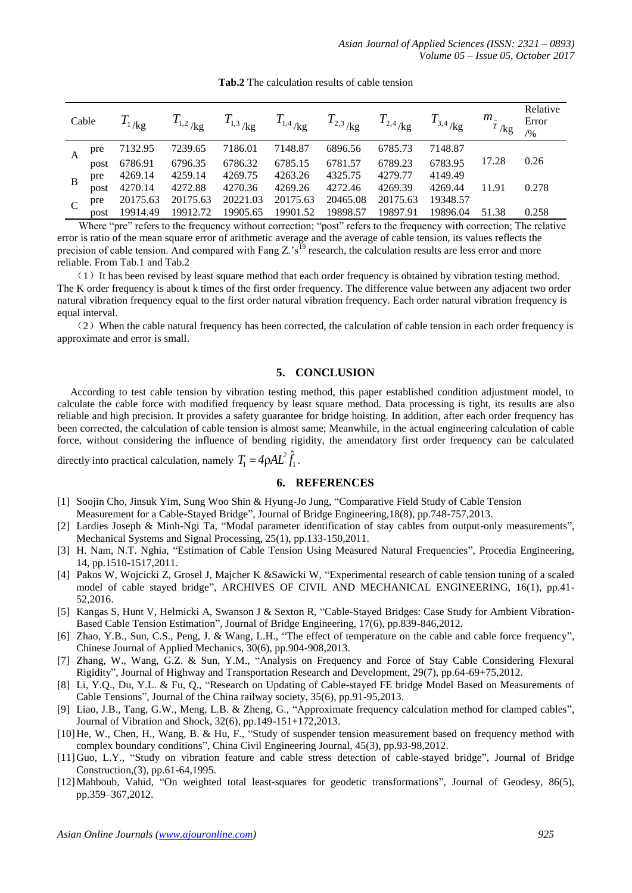**Tab.2** The calculation results of cable tension

| Cable | | $T_1$/kg | $T_{1,2}$/kg | $T_{1,3}$/kg | $T_{1,4}$/kg | $T_{2,3}$/kg | $T_{2,4}$/kg | $T_{3,4}$/kg | $m_{\bar{T}}$/kg | Relative Error /% |
|---|---|---|---|---|---|---|---|---|---|---|
| A | pre | 7132.95 | 7239.65 | 7186.01 | 7148.87 | 6896.56 | 6785.73 | 7148.87 | 17.28 | 0.26 |
| | post | 6786.91 | 6796.35 | 6786.32 | 6785.15 | 6781.57 | 6789.23 | 6783.95 | | |
| B | pre | 4269.14 | 4259.14 | 4269.75 | 4263.26 | 4325.75 | 4279.77 | 4149.49 | 11.91 | 0.278 |
| | post | 4270.14 | 4272.88 | 4270.36 | 4269.26 | 4272.46 | 4269.39 | 4269.44 | | |
| C | pre | 20175.63 | 20175.63 | 20221.03 | 20175.63 | 20465.08 | 20175.63 | 19348.57 | 51.38 | 0.258 |
| | post | 19914.49 | 19912.72 | 19905.65 | 19901.52 | 19898.57 | 19897.91 | 19896.04 | | |

Where "pre" refers to the frequency without correction; "post" refers to the frequency with correction; The relative error is ratio of the mean square error of arithmetic average and the average of cable tension, its values reflects the precision of cable tension. And compared with Fang Z.'s[19] research, the calculation results are less error and more reliable. From Tab.1 and Tab.2

(1) It has been revised by least square method that each order frequency is obtained by vibration testing method. The K order frequency is about k times of the first order frequency. The difference value between any adjacent two order natural vibration frequency equal to the first order natural vibration frequency. Each order natural vibration frequency is equal interval.

(2) When the cable natural frequency has been corrected, the calculation of cable tension in each order frequency is approximate and error is small.

## 5. CONCLUSION

According to test cable tension by vibration testing method, this paper established condition adjustment model, to calculate the cable force with modified frequency by least square method. Data processing is tight, its results are also reliable and high precision. It provides a safety guarantee for bridge hoisting. In addition, after each order frequency has been corrected, the calculation of cable tension is almost same; Meanwhile, in the actual engineering calculation of cable force, without considering the influence of bending rigidity, the amendatory first order frequency can be calculated directly into practical calculation, namely $T_1 = 4\rho AL^2 \hat{f}_1$.

## 6. REFERENCES

[1] Soojin Cho, Jinsuk Yim, Sung Woo Shin & Hyung-Jo Jung, "Comparative Field Study of Cable Tension Measurement for a Cable-Stayed Bridge", Journal of Bridge Engineering,18(8), pp.748-757,2013.

[2] Lardies Joseph & Minh-Ngi Ta, "Modal parameter identification of stay cables from output-only measurements", Mechanical Systems and Signal Processing, 25(1), pp.133-150,2011.

[3] H. Nam, N.T. Nghia, "Estimation of Cable Tension Using Measured Natural Frequencies", Procedia Engineering, 14, pp.1510-1517,2011.

[4] Pakos W, Wojcicki Z, Grosel J, Majcher K &Sawicki W, "Experimental research of cable tension tuning of a scaled model of cable stayed bridge", ARCHIVES OF CIVIL AND MECHANICAL ENGINEERING, 16(1), pp.41-52,2016.

[5] Kangas S, Hunt V, Helmicki A, Swanson J & Sexton R, "Cable-Stayed Bridges: Case Study for Ambient Vibration-Based Cable Tension Estimation", Journal of Bridge Engineering, 17(6), pp.839-846,2012.

[6] Zhao, Y.B., Sun, C.S., Peng, J. & Wang, L.H., "The effect of temperature on the cable and cable force frequency", Chinese Journal of Applied Mechanics, 30(6), pp.904-908,2013.

[7] Zhang, W., Wang, G.Z. & Sun, Y.M., "Analysis on Frequency and Force of Stay Cable Considering Flexural Rigidity", Journal of Highway and Transportation Research and Development, 29(7), pp.64-69+75,2012.

[8] Li, Y.Q., Du, Y.L. & Fu, Q., "Research on Updating of Cable-stayed FE bridge Model Based on Measurements of Cable Tensions", Journal of the China railway society, 35(6), pp.91-95,2013.

[9] Liao, J.B., Tang, G.W., Meng, L.B. & Zheng, G., "Approximate frequency calculation method for clamped cables", Journal of Vibration and Shock, 32(6), pp.149-151+172,2013.

[10] He, W., Chen, H., Wang, B. & Hu, F., "Study of suspender tension measurement based on frequency method with complex boundary conditions", China Civil Engineering Journal, 45(3), pp.93-98,2012.

[11] Guo, L.Y., "Study on vibration feature and cable stress detection of cable-stayed bridge", Journal of Bridge Construction,(3), pp.61-64,1995.

[12] Mahboub, Vahid, "On weighted total least-squares for geodetic transformations", Journal of Geodesy, 86(5), pp.359–367,2012.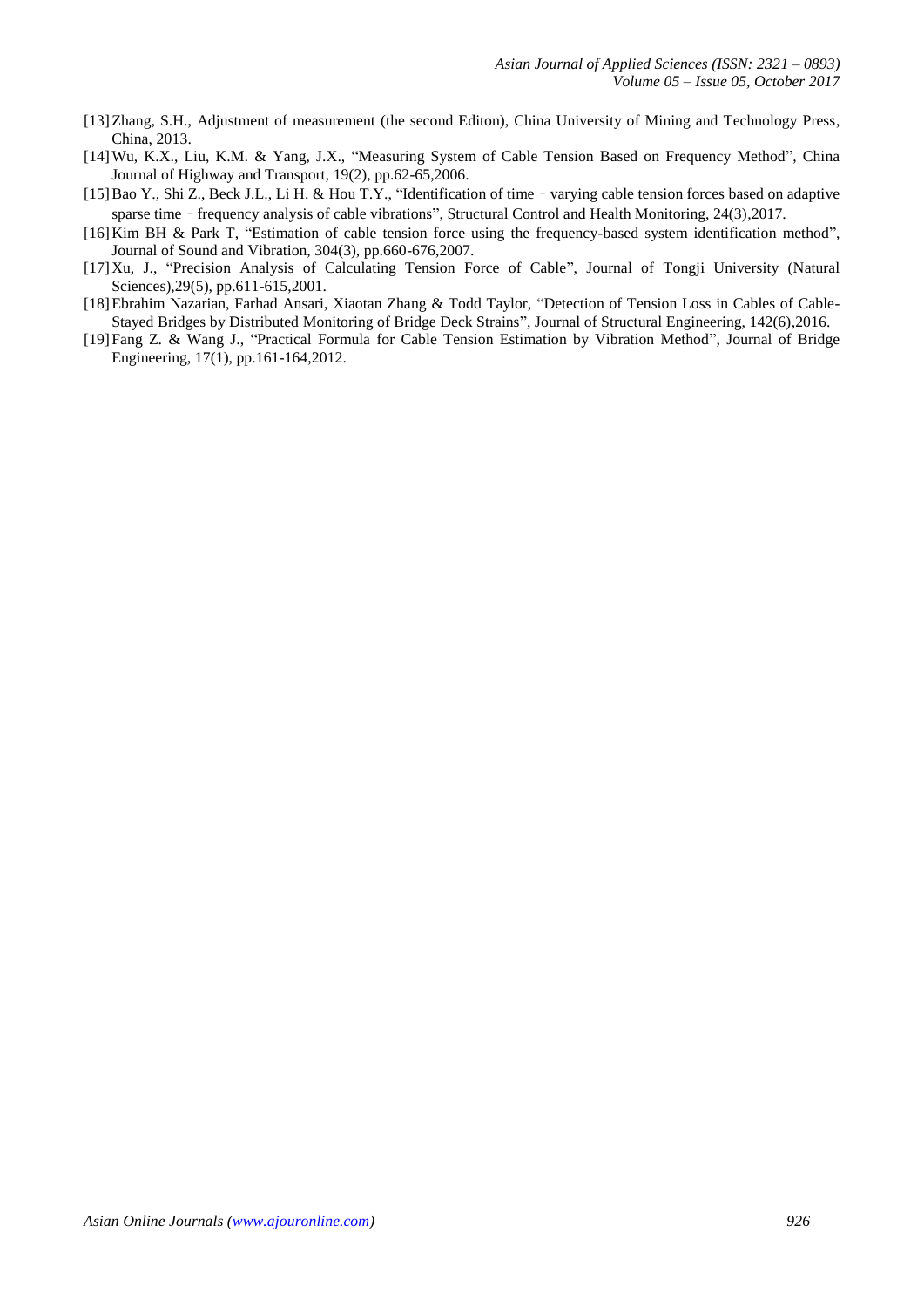[13] Zhang, S.H., Adjustment of measurement (the second Editon), China University of Mining and Technology Press, China, 2013.

[14] Wu, K.X., Liu, K.M. & Yang, J.X., "Measuring System of Cable Tension Based on Frequency Method", China Journal of Highway and Transport, 19(2), pp.62-65,2006.

[15] Bao Y., Shi Z., Beck J.L., Li H. & Hou T.Y., "Identification of time‐varying cable tension forces based on adaptive sparse time‐frequency analysis of cable vibrations", Structural Control and Health Monitoring, 24(3),2017.

[16] Kim BH & Park T, "Estimation of cable tension force using the frequency-based system identification method", Journal of Sound and Vibration, 304(3), pp.660-676,2007.

[17] Xu, J., "Precision Analysis of Calculating Tension Force of Cable", Journal of Tongji University (Natural Sciences),29(5), pp.611-615,2001.

[18] Ebrahim Nazarian, Farhad Ansari, Xiaotan Zhang & Todd Taylor, "Detection of Tension Loss in Cables of Cable-Stayed Bridges by Distributed Monitoring of Bridge Deck Strains", Journal of Structural Engineering, 142(6),2016.

[19] Fang Z. & Wang J., "Practical Formula for Cable Tension Estimation by Vibration Method", Journal of Bridge Engineering, 17(1), pp.161-164,2012.